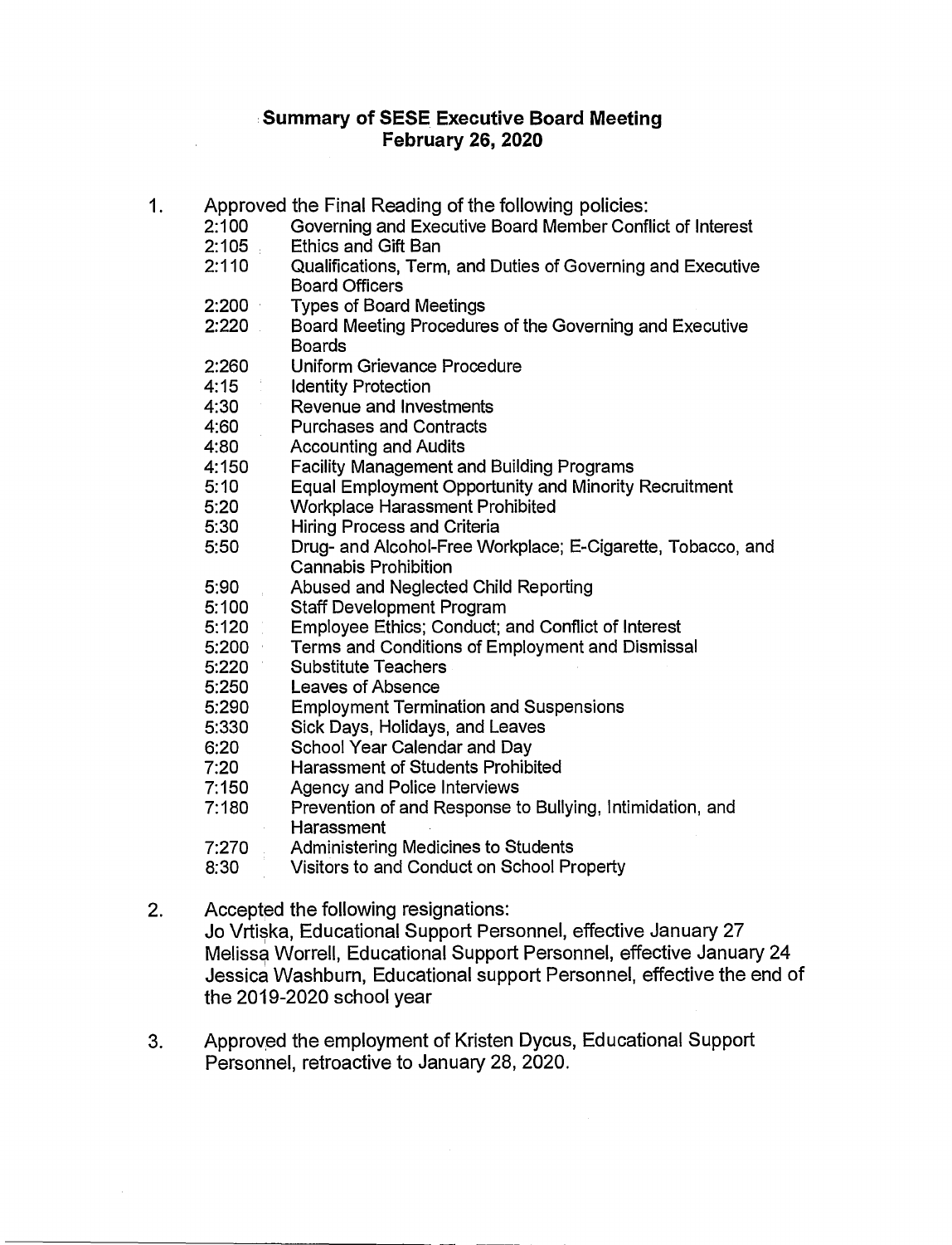# Summary of SESE Executive Board Meeting
## February 26, 2020

1. Approved the Final Reading of the following policies:
   - 2:100 Governing and Executive Board Member Conflict of Interest
   - 2:105 Ethics and Gift Ban
   - 2:110 Qualifications, Term, and Duties of Governing and Executive Board Officers
   - 2:200 Types of Board Meetings
   - 2:220 Board Meeting Procedures of the Governing and Executive Boards
   - 2:260 Uniform Grievance Procedure
   - 4:15 Identity Protection
   - 4:30 Revenue and Investments
   - 4:60 Purchases and Contracts
   - 4:80 Accounting and Audits
   - 4:150 Facility Management and Building Programs
   - 5:10 Equal Employment Opportunity and Minority Recruitment
   - 5:20 Workplace Harassment Prohibited
   - 5:30 Hiring Process and Criteria
   - 5:50 Drug- and Alcohol-Free Workplace; E-Cigarette, Tobacco, and Cannabis Prohibition
   - 5:90 Abused and Neglected Child Reporting
   - 5:100 Staff Development Program
   - 5:120 Employee Ethics; Conduct; and Conflict of Interest
   - 5:200 Terms and Conditions of Employment and Dismissal
   - 5:220 Substitute Teachers
   - 5:250 Leaves of Absence
   - 5:290 Employment Termination and Suspensions
   - 5:330 Sick Days, Holidays, and Leaves
   - 6:20 School Year Calendar and Day
   - 7:20 Harassment of Students Prohibited
   - 7:150 Agency and Police Interviews
   - 7:180 Prevention of and Response to Bullying, Intimidation, and Harassment
   - 7:270 Administering Medicines to Students
   - 8:30 Visitors to and Conduct on School Property

2. Accepted the following resignations:
   Jo Vrtiska, Educational Support Personnel, effective January 27
   Melissa Worrell, Educational Support Personnel, effective January 24
   Jessica Washburn, Educational support Personnel, effective the end of the 2019-2020 school year

3. Approved the employment of Kristen Dycus, Educational Support Personnel, retroactive to January 28, 2020.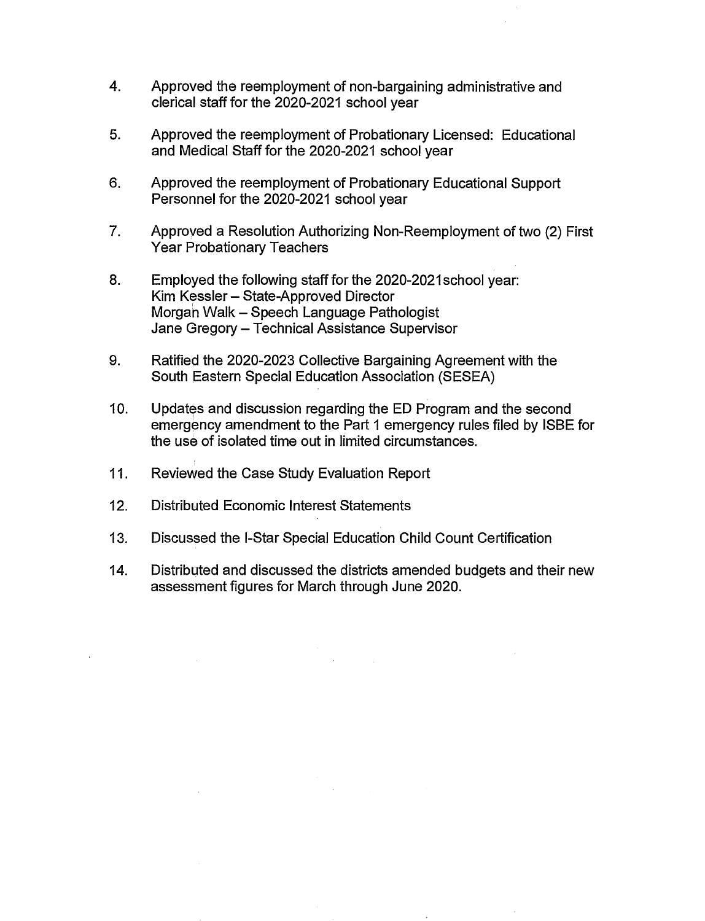4. Approved the reemployment of non-bargaining administrative and clerical staff for the 2020-2021 school year

5. Approved the reemployment of Probationary Licensed: Educational and Medical Staff for the 2020-2021 school year

6. Approved the reemployment of Probationary Educational Support Personnel for the 2020-2021 school year

7. Approved a Resolution Authorizing Non-Reemployment of two (2) First Year Probationary Teachers

8. Employed the following staff for the 2020-2021school year:
   Kim Kessler – State-Approved Director
   Morgan Walk – Speech Language Pathologist
   Jane Gregory – Technical Assistance Supervisor

9. Ratified the 2020-2023 Collective Bargaining Agreement with the South Eastern Special Education Association (SESEA)

10. Updates and discussion regarding the ED Program and the second emergency amendment to the Part 1 emergency rules filed by ISBE for the use of isolated time out in limited circumstances.

11. Reviewed the Case Study Evaluation Report

12. Distributed Economic Interest Statements

13. Discussed the I-Star Special Education Child Count Certification

14. Distributed and discussed the districts amended budgets and their new assessment figures for March through June 2020.